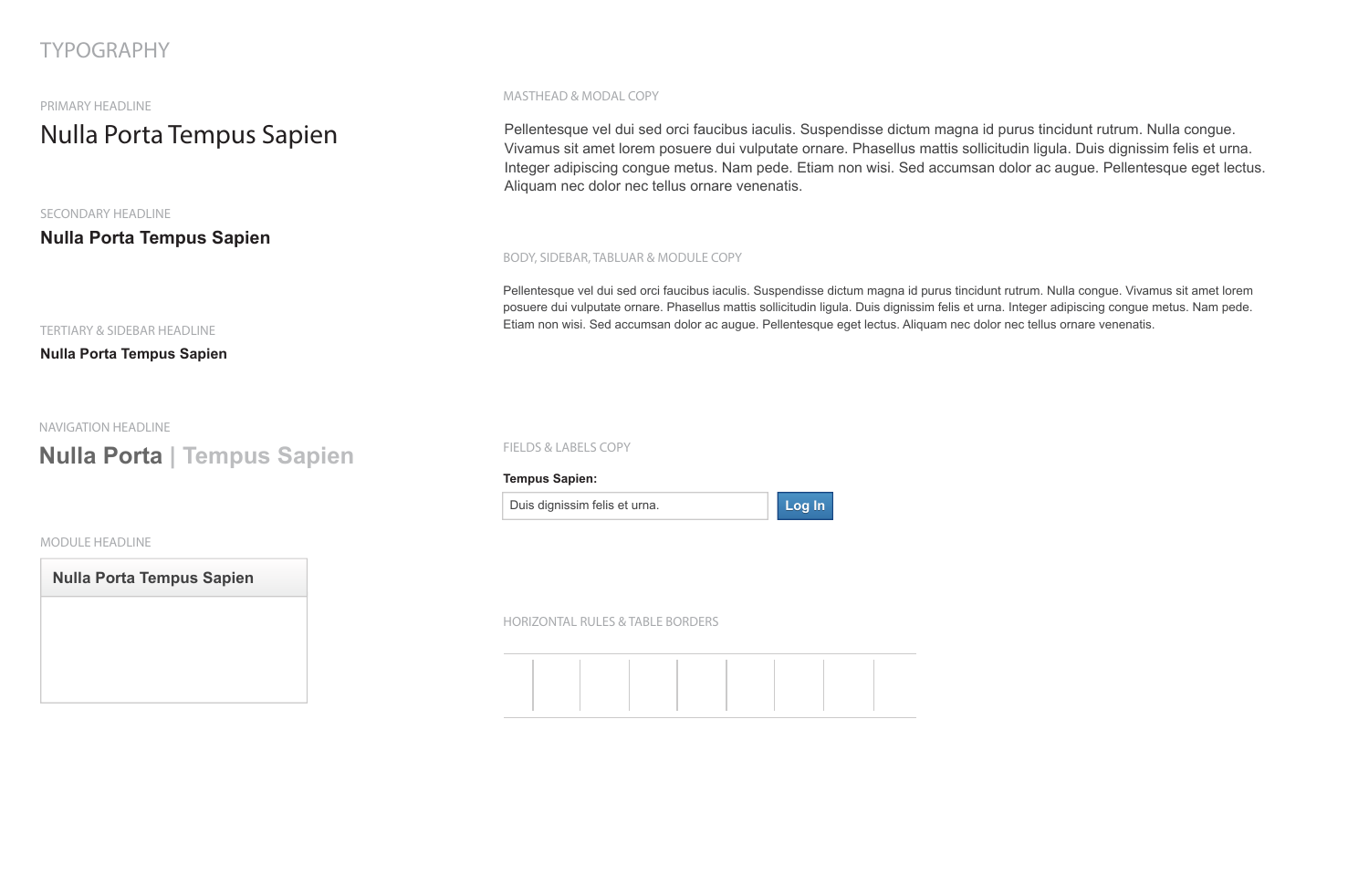# TYPOGRAPHY

PRIMARY HEADLINE

## Nulla Porta Tempus Sapien

SECONDARY HEADLINE

### Nulla Porta Tempus Sapien

TERTIARY & SIDEBAR HEADLINE

**Nulla Porta Tempus Sapien**

NAVIGATION HEADLINE

**Nulla Porta | Tempus Sapien**

MODULE HEADLINE

**Nulla Porta Tempus Sapien**

MASTHEAD & MODAL COPY

Pellentesque vel dui sed orci faucibus iaculis. Suspendisse dictum magna id purus tincidunt rutrum. Nulla congue. Vivamus sit amet lorem posuere dui vulputate ornare. Phasellus mattis sollicitudin ligula. Duis dignissim felis et urna. Integer adipiscing congue metus. Nam pede. Etiam non wisi. Sed accumsan dolor ac augue. Pellentesque eget lectus. Aliquam nec dolor nec tellus ornare venenatis.

BODY, SIDEBAR, TABLUAR & MODULE COPY

Pellentesque vel dui sed orci faucibus iaculis. Suspendisse dictum magna id purus tincidunt rutrum. Nulla congue. Vivamus sit amet lorem posuere dui vulputate ornare. Phasellus mattis sollicitudin ligula. Duis dignissim felis et urna. Integer adipiscing congue metus. Nam pede. Etiam non wisi. Sed accumsan dolor ac augue. Pellentesque eget lectus. Aliquam nec dolor nec tellus ornare venenatis.

FIELDS & LABELS COPY

**Tempus Sapien:**

Duis dignissim felis et urna.

Log In

HORIZONTAL RULES & TABLE BORDERS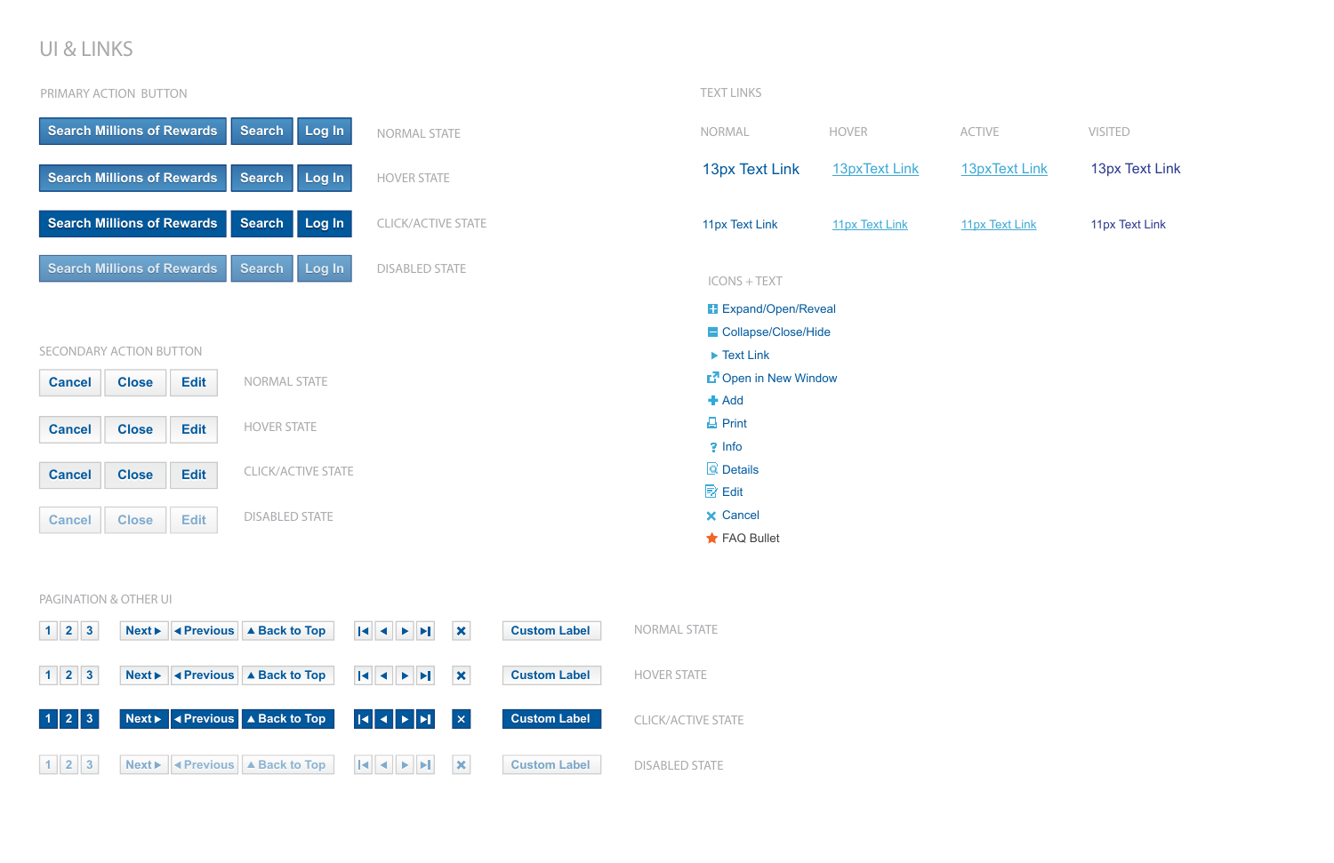# UI & LINKS

## PRIMARY ACTION BUTTON

| | | | |
|---|---|---|---|
| Search Millions of Rewards | Search | Log In | NORMAL STATE |
| Search Millions of Rewards | Search | Log In | HOVER STATE |
| Search Millions of Rewards | Search | Log In | CLICK/ACTIVE STATE |
| Search Millions of Rewards | Search | Log In | DISABLED STATE |

## SECONDARY ACTION BUTTON

| | | | |
|---|---|---|---|
| Cancel | Close | Edit | NORMAL STATE |
| Cancel | Close | Edit | HOVER STATE |
| Cancel | Close | Edit | CLICK/ACTIVE STATE |
| Cancel | Close | Edit | DISABLED STATE |

## TEXT LINKS

| NORMAL | HOVER | ACTIVE | VISITED |
|---|---|---|---|
| 13px Text Link | 13pxText Link | 13pxText Link | 13px Text Link |
| 11px Text Link | 11px Text Link | 11px Text Link | 11px Text Link |

## ICONS + TEXT

- Expand/Open/Reveal
- Collapse/Close/Hide
- Text Link
- Open in New Window
- Add
- Print
- Info
- Details
- Edit
- Cancel
- FAQ Bullet

## PAGINATION & OTHER UI

| | | | | | | |
|---|---|---|---|---|---|---|
| 1 2 3 | Next ▸ ◂ Previous | ▴ Back to Top | \|◂ ◂ ▸ ▸\| | × | Custom Label | NORMAL STATE |
| 1 2 3 | Next ▸ ◂ Previous | ▴ Back to Top | \|◂ ◂ ▸ ▸\| | × | Custom Label | HOVER STATE |
| 1 2 3 | Next ▸ ◂ Previous | ▴ Back to Top | \|◂ ◂ ▸ ▸\| | × | Custom Label | CLICK/ACTIVE STATE |
| 1 2 3 | Next ▸ ◂ Previous | ▴ Back to Top | \|◂ ◂ ▸ ▸\| | × | Custom Label | DISABLED STATE |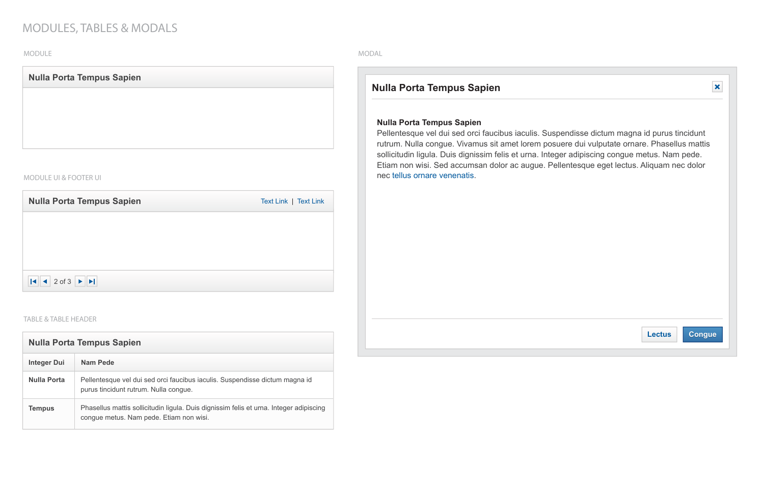# MODULES, TABLES & MODALS

## MODULE

### Nulla Porta Tempus Sapien

## MODULE UI & FOOTER UI

### Nulla Porta Tempus Sapien

Text Link | Text Link

2 of 3

## TABLE & TABLE HEADER

### Nulla Porta Tempus Sapien

| Integer Dui | Nam Pede |
|---|---|
| **Nulla Porta** | Pellentesque vel dui sed orci faucibus iaculis. Suspendisse dictum magna id purus tincidunt rutrum. Nulla congue. |
| **Tempus** | Phasellus mattis sollicitudin ligula. Duis dignissim felis et urna. Integer adipiscing congue metus. Nam pede. Etiam non wisi. |

## MODAL

### Nulla Porta Tempus Sapien

**Nulla Porta Tempus Sapien**
Pellentesque vel dui sed orci faucibus iaculis. Suspendisse dictum magna id purus tincidunt rutrum. Nulla congue. Vivamus sit amet lorem posuere dui vulputate ornare. Phasellus mattis sollicitudin ligula. Duis dignissim felis et urna. Integer adipiscing congue metus. Nam pede. Etiam non wisi. Sed accumsan dolor ac augue. Pellentesque eget lectus. Aliquam nec dolor nec tellus ornare venenatis.

Lectus | Congue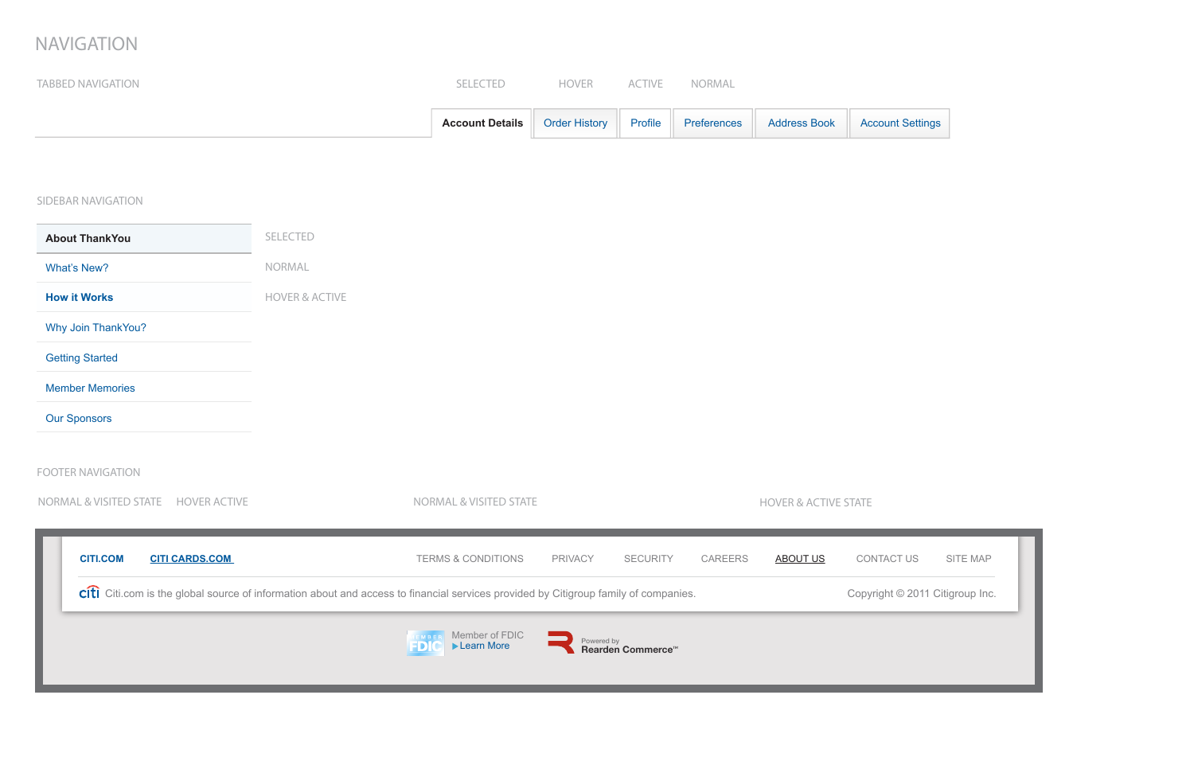# NAVIGATION

TABBED NAVIGATION

SELECTED HOVER ACTIVE NORMAL

Account Details | Order History | Profile | Preferences | Address Book | Account Settings

SIDEBAR NAVIGATION

- **About ThankYou** — SELECTED
- What's New? — NORMAL
- **How it Works** — HOVER & ACTIVE
- Why Join ThankYou?
- Getting Started
- Member Memories
- Our Sponsors

FOOTER NAVIGATION

NORMAL & VISITED STATE HOVER ACTIVE NORMAL & VISITED STATE HOVER & ACTIVE STATE

CITI.COM CITI CARDS.COM TERMS & CONDITIONS PRIVACY SECURITY CAREERS ABOUT US CONTACT US SITE MAP

citi Citi.com is the global source of information about and access to financial services provided by Citigroup family of companies.

Copyright © 2011 Citigroup Inc.

MEMBER FDIC Member of FDIC ▶Learn More

Powered by Rearden Commerce™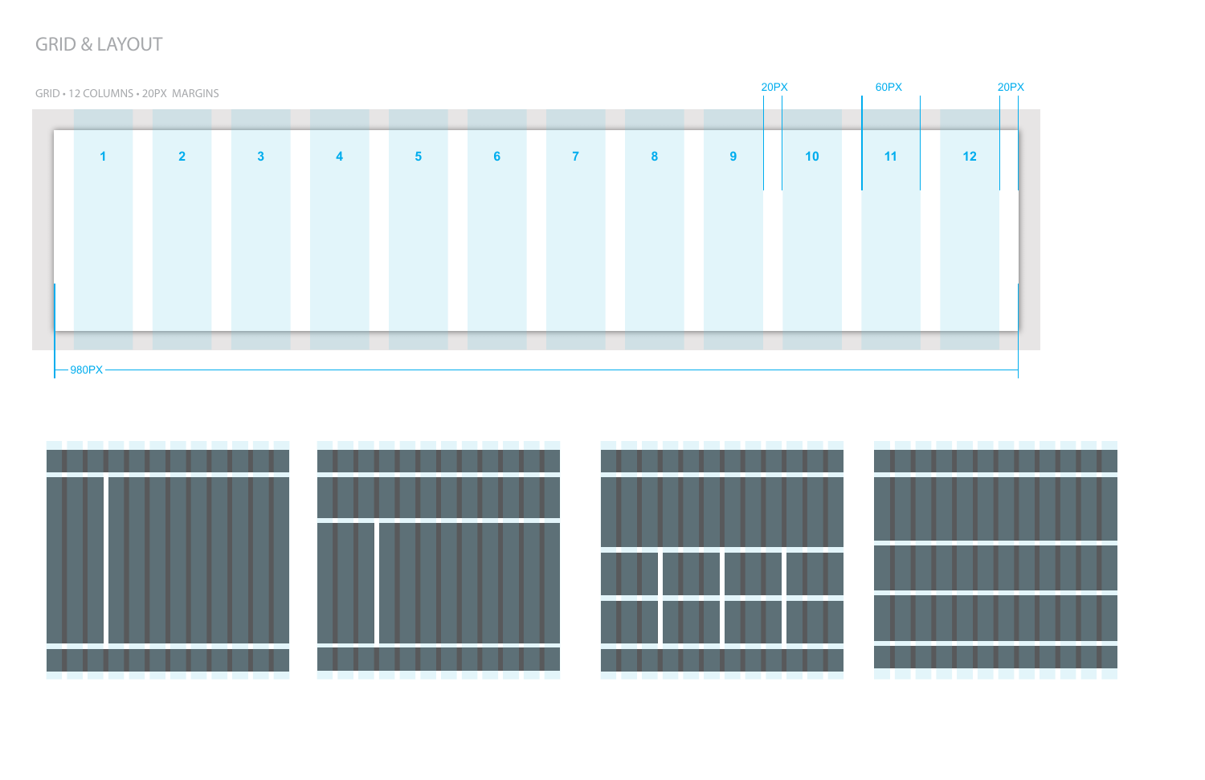# GRID & LAYOUT

GRID • 12 COLUMNS • 20PX MARGINS

20PX

60PX

20PX

1 2 3 4 5 6 7 8 9 10 11 12

980PX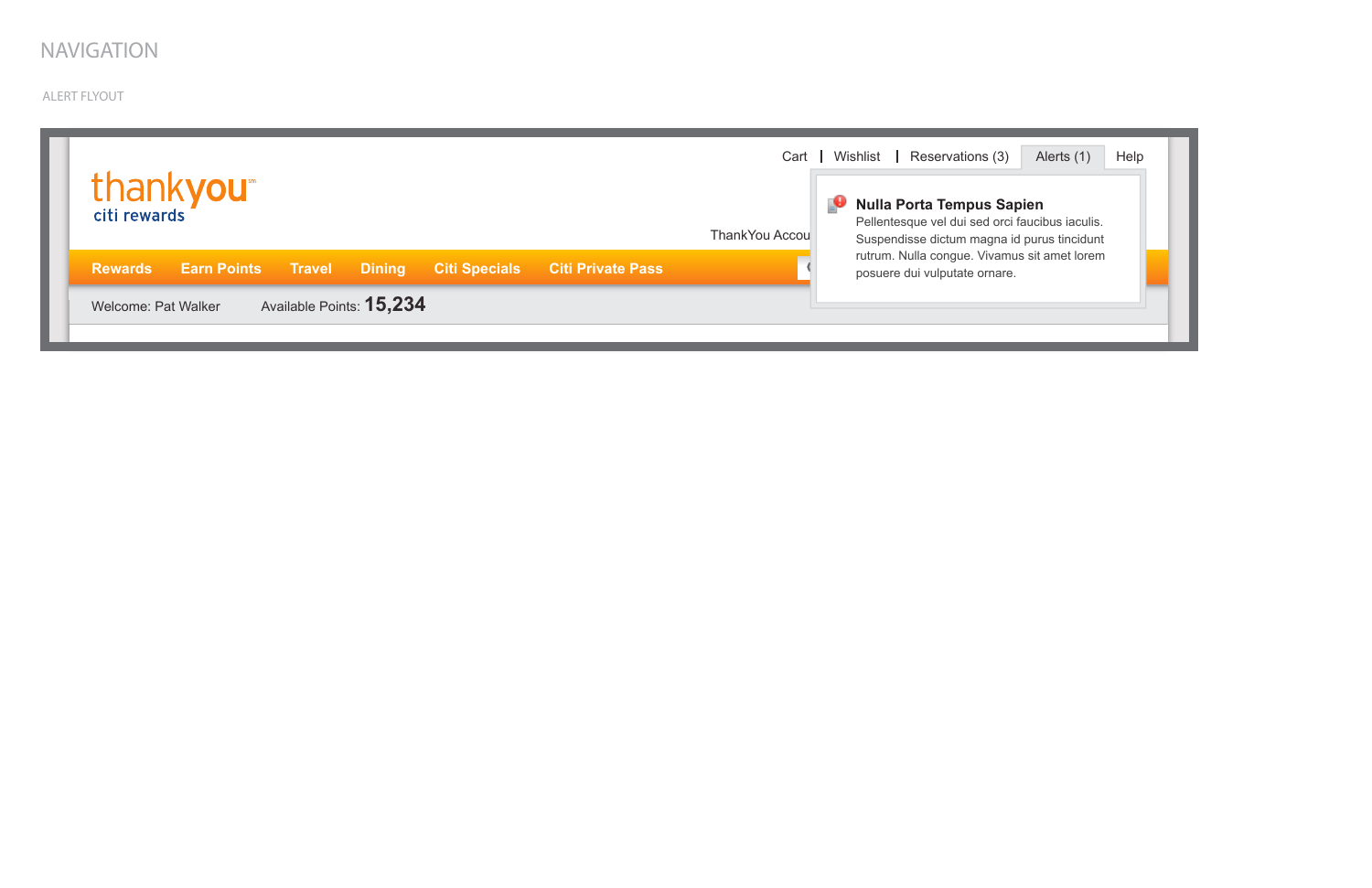# NAVIGATION

ALERT FLYOUT

Cart | Wishlist | Reservations (3) | Alerts (1) | Help

thankyou℠
citi rewards

ThankYou Accou

**Nulla Porta Tempus Sapien**
Pellentesque vel dui sed orci faucibus iaculis. Suspendisse dictum magna id purus tincidunt rutrum. Nulla congue. Vivamus sit amet lorem posuere dui vulputate ornare.

**Rewards** **Earn Points** **Travel** **Dining** **Citi Specials** **Citi Private Pass**

Welcome: Pat Walker    Available Points: **15,234**